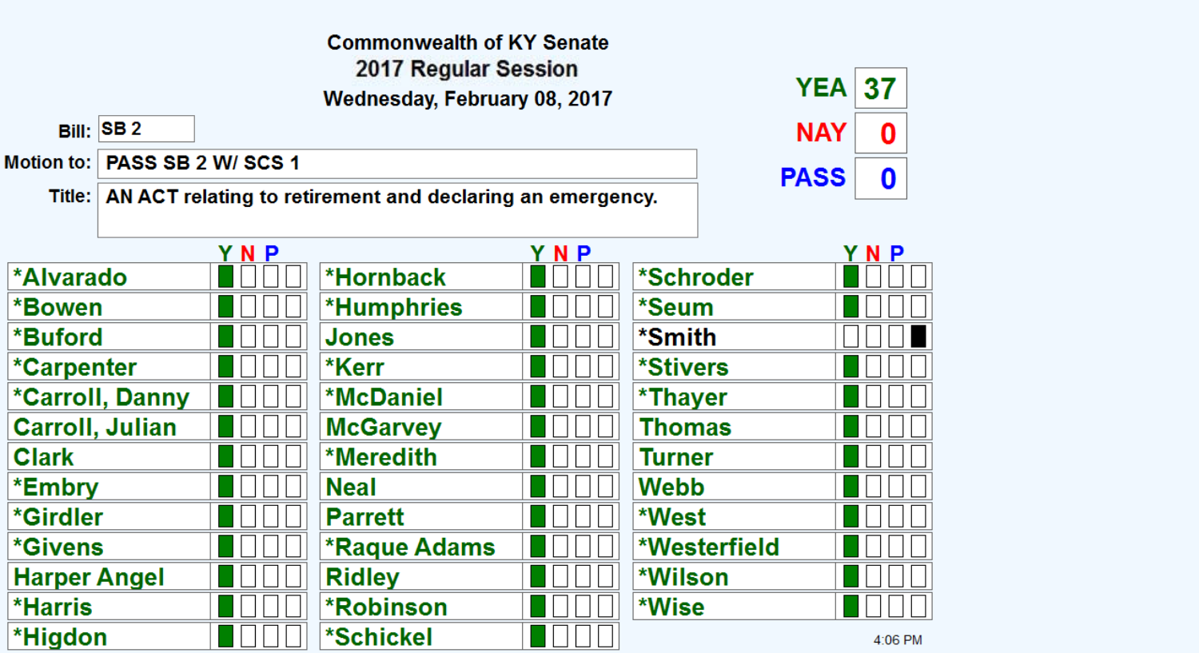**Commonwealth of KY Senate**
**2017 Regular Session**
**Wednesday, February 08, 2017**

| | |
|---|---|
| **YEA** | 37 |
| **NAY** | 0 |
| **PASS** | 0 |

**Bill:** SB 2

**Motion to:** PASS SB 2 W/ SCS 1

**Title:** AN ACT relating to retirement and declaring an emergency.

| Member | Y | N | P | |
|---|---|---|---|---|
| *Alvarado | ■ | | | |
| *Bowen | ■ | | | |
| *Buford | ■ | | | |
| *Carpenter | ■ | | | |
| *Carroll, Danny | ■ | | | |
| Carroll, Julian | ■ | | | |
| Clark | ■ | | | |
| *Embry | ■ | | | |
| *Girdler | ■ | | | |
| *Givens | ■ | | | |
| Harper Angel | ■ | | | |
| *Harris | ■ | | | |
| *Higdon | ■ | | | |
| *Hornback | ■ | | | |
| *Humphries | ■ | | | |
| Jones | ■ | | | |
| *Kerr | ■ | | | |
| *McDaniel | ■ | | | |
| McGarvey | ■ | | | |
| *Meredith | ■ | | | |
| Neal | ■ | | | |
| Parrett | ■ | | | |
| *Raque Adams | ■ | | | |
| Ridley | ■ | | | |
| *Robinson | ■ | | | |
| *Schickel | ■ | | | |
| *Schroder | ■ | | | |
| *Seum | ■ | | | |
| *Smith | | | | ■ |
| *Stivers | ■ | | | |
| *Thayer | ■ | | | |
| Thomas | ■ | | | |
| Turner | ■ | | | |
| Webb | ■ | | | |
| *West | ■ | | | |
| *Westerfield | ■ | | | |
| *Wilson | ■ | | | |
| *Wise | ■ | | | |

4:06 PM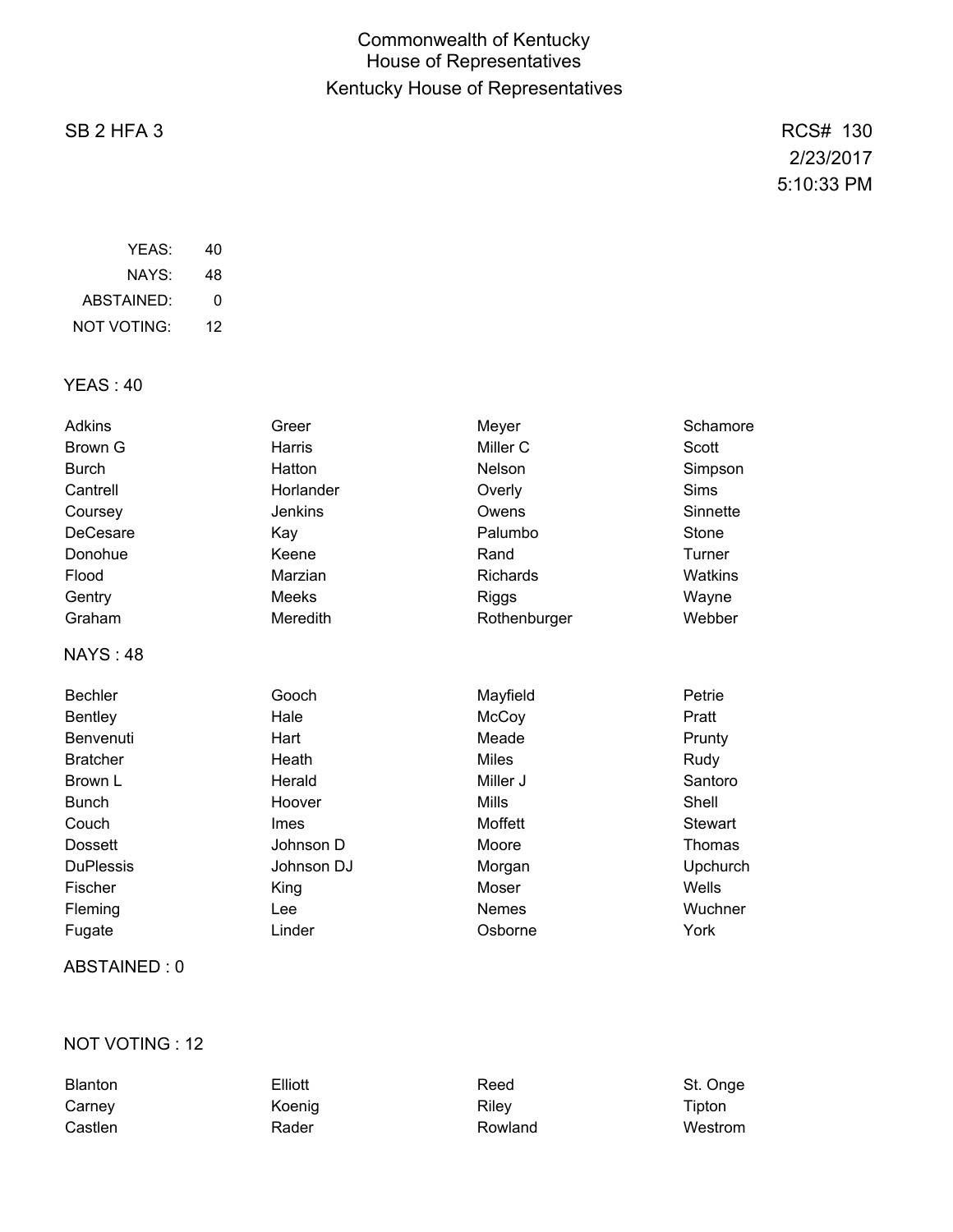# Commonwealth of Kentucky
# House of Representatives
## Kentucky House of Representatives

SB 2 HFA 3

RCS# 130
2/23/2017
5:10:33 PM

| | |
|---|---|
| YEAS: | 40 |
| NAYS: | 48 |
| ABSTAINED: | 0 |
| NOT VOTING: | 12 |

### YEAS : 40

| | | | |
|---|---|---|---|
| Adkins | Greer | Meyer | Schamore |
| Brown G | Harris | Miller C | Scott |
| Burch | Hatton | Nelson | Simpson |
| Cantrell | Horlander | Overly | Sims |
| Coursey | Jenkins | Owens | Sinnette |
| DeCesare | Kay | Palumbo | Stone |
| Donohue | Keene | Rand | Turner |
| Flood | Marzian | Richards | Watkins |
| Gentry | Meeks | Riggs | Wayne |
| Graham | Meredith | Rothenburger | Webber |

### NAYS : 48

| | | | |
|---|---|---|---|
| Bechler | Gooch | Mayfield | Petrie |
| Bentley | Hale | McCoy | Pratt |
| Benvenuti | Hart | Meade | Prunty |
| Bratcher | Heath | Miles | Rudy |
| Brown L | Herald | Miller J | Santoro |
| Bunch | Hoover | Mills | Shell |
| Couch | Imes | Moffett | Stewart |
| Dossett | Johnson D | Moore | Thomas |
| DuPlessis | Johnson DJ | Morgan | Upchurch |
| Fischer | King | Moser | Wells |
| Fleming | Lee | Nemes | Wuchner |
| Fugate | Linder | Osborne | York |

### ABSTAINED : 0

### NOT VOTING : 12

| | | | |
|---|---|---|---|
| Blanton | Elliott | Reed | St. Onge |
| Carney | Koenig | Riley | Tipton |
| Castlen | Rader | Rowland | Westrom |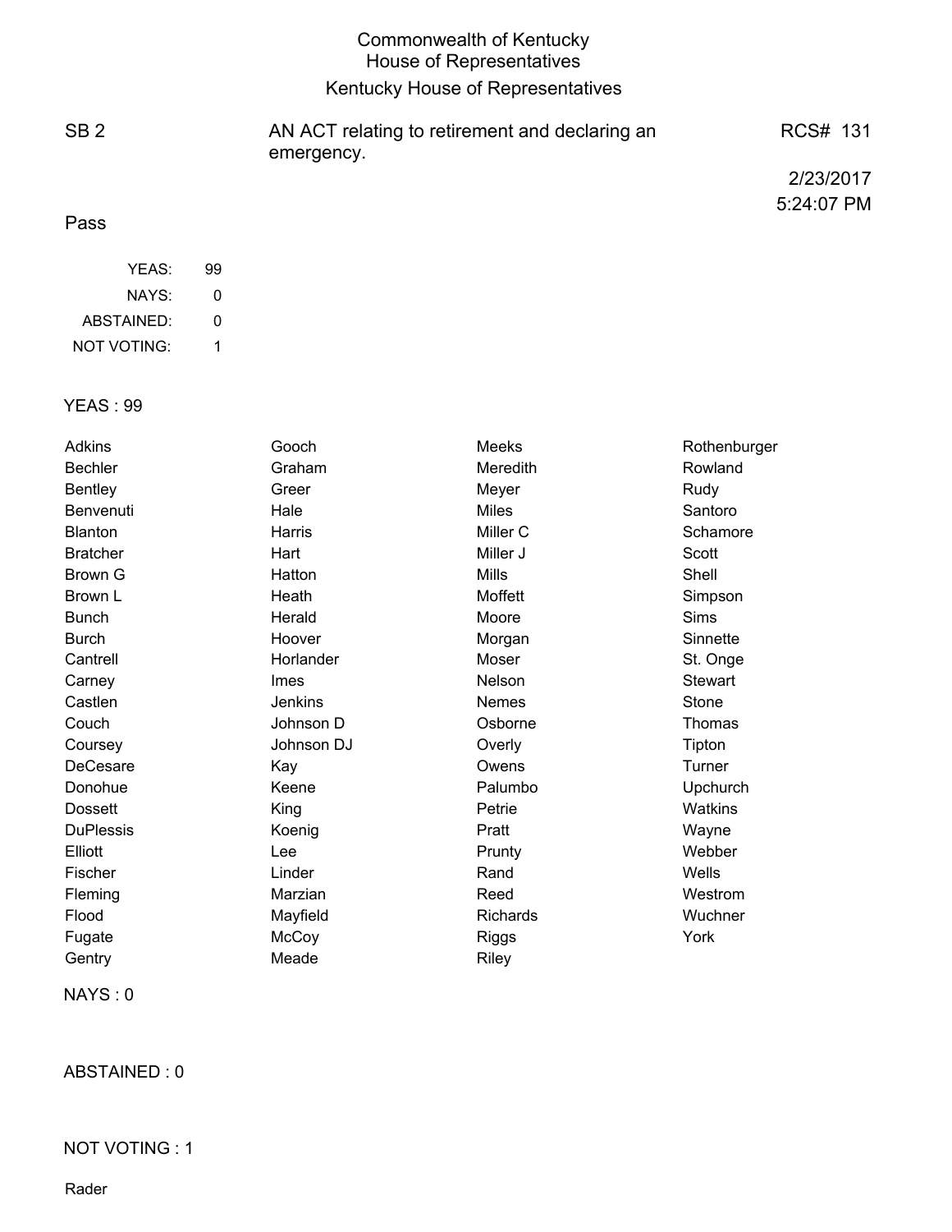# Commonwealth of Kentucky
## House of Representatives
## Kentucky House of Representatives

| SB 2 | AN ACT relating to retirement and declaring an emergency. | RCS# 131 |
|---|---|---|
| | | 2/23/2017 5:24:07 PM |

Pass

| | |
|---|---|
| YEAS: | 99 |
| NAYS: | 0 |
| ABSTAINED: | 0 |
| NOT VOTING: | 1 |

YEAS : 99

| | | | |
|---|---|---|---|
| Adkins | Gooch | Meeks | Rothenburger |
| Bechler | Graham | Meredith | Rowland |
| Bentley | Greer | Meyer | Rudy |
| Benvenuti | Hale | Miles | Santoro |
| Blanton | Harris | Miller C | Schamore |
| Bratcher | Hart | Miller J | Scott |
| Brown G | Hatton | Mills | Shell |
| Brown L | Heath | Moffett | Simpson |
| Bunch | Herald | Moore | Sims |
| Burch | Hoover | Morgan | Sinnette |
| Cantrell | Horlander | Moser | St. Onge |
| Carney | Imes | Nelson | Stewart |
| Castlen | Jenkins | Nemes | Stone |
| Couch | Johnson D | Osborne | Thomas |
| Coursey | Johnson DJ | Overly | Tipton |
| DeCesare | Kay | Owens | Turner |
| Donohue | Keene | Palumbo | Upchurch |
| Dossett | King | Petrie | Watkins |
| DuPlessis | Koenig | Pratt | Wayne |
| Elliott | Lee | Prunty | Webber |
| Fischer | Linder | Rand | Wells |
| Fleming | Marzian | Reed | Westrom |
| Flood | Mayfield | Richards | Wuchner |
| Fugate | McCoy | Riggs | York |
| Gentry | Meade | Riley | |

NAYS : 0

ABSTAINED : 0

NOT VOTING : 1

Rader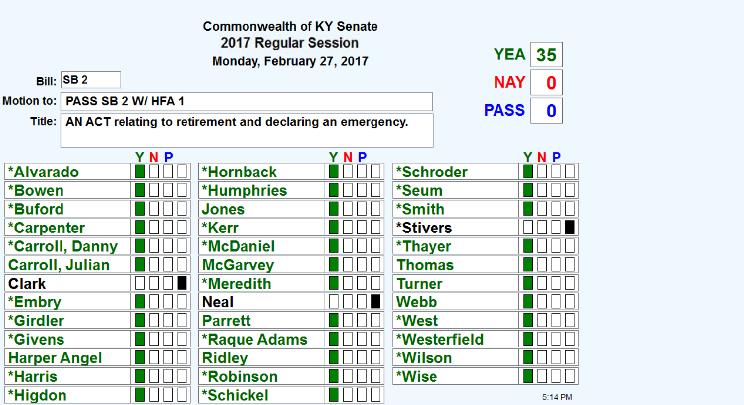**Commonwealth of KY Senate**
**2017 Regular Session**
**Monday, February 27, 2017**

**Bill:** SB 2

**Motion to:** PASS SB 2 W/ HFA 1

**Title:** AN ACT relating to retirement and declaring an emergency.

| YEA | NAY | PASS |
|---|---|---|
| 35 | 0 | 0 |

| Member | Y | N | P | | Member | Y | N | P | | Member | Y | N | P | |
|---|---|---|---|---|---|---|---|---|---|---|---|---|---|---|
| *Alvarado | ■ | | | | *Hornback | ■ | | | | *Schroder | ■ | | | |
| *Bowen | ■ | | | | *Humphries | ■ | | | | *Seum | ■ | | | |
| *Buford | ■ | | | | Jones | ■ | | | | *Smith | ■ | | | |
| *Carpenter | ■ | | | | *Kerr | ■ | | | | *Stivers | | | | ■ |
| *Carroll, Danny | ■ | | | | *McDaniel | ■ | | | | *Thayer | ■ | | | |
| Carroll, Julian | ■ | | | | McGarvey | ■ | | | | Thomas | ■ | | | |
| Clark | | | | ■ | *Meredith | ■ | | | | Turner | ■ | | | |
| *Embry | ■ | | | | Neal | | | | ■ | Webb | ■ | | | |
| *Girdler | ■ | | | | Parrett | ■ | | | | *West | ■ | | | |
| *Givens | ■ | | | | *Raque Adams | ■ | | | | *Westerfield | ■ | | | |
| Harper Angel | ■ | | | | Ridley | ■ | | | | *Wilson | ■ | | | |
| *Harris | ■ | | | | *Robinson | ■ | | | | *Wise | ■ | | | |
| *Higdon | ■ | | | | *Schickel | ■ | | | | | | | | |

5:14 PM